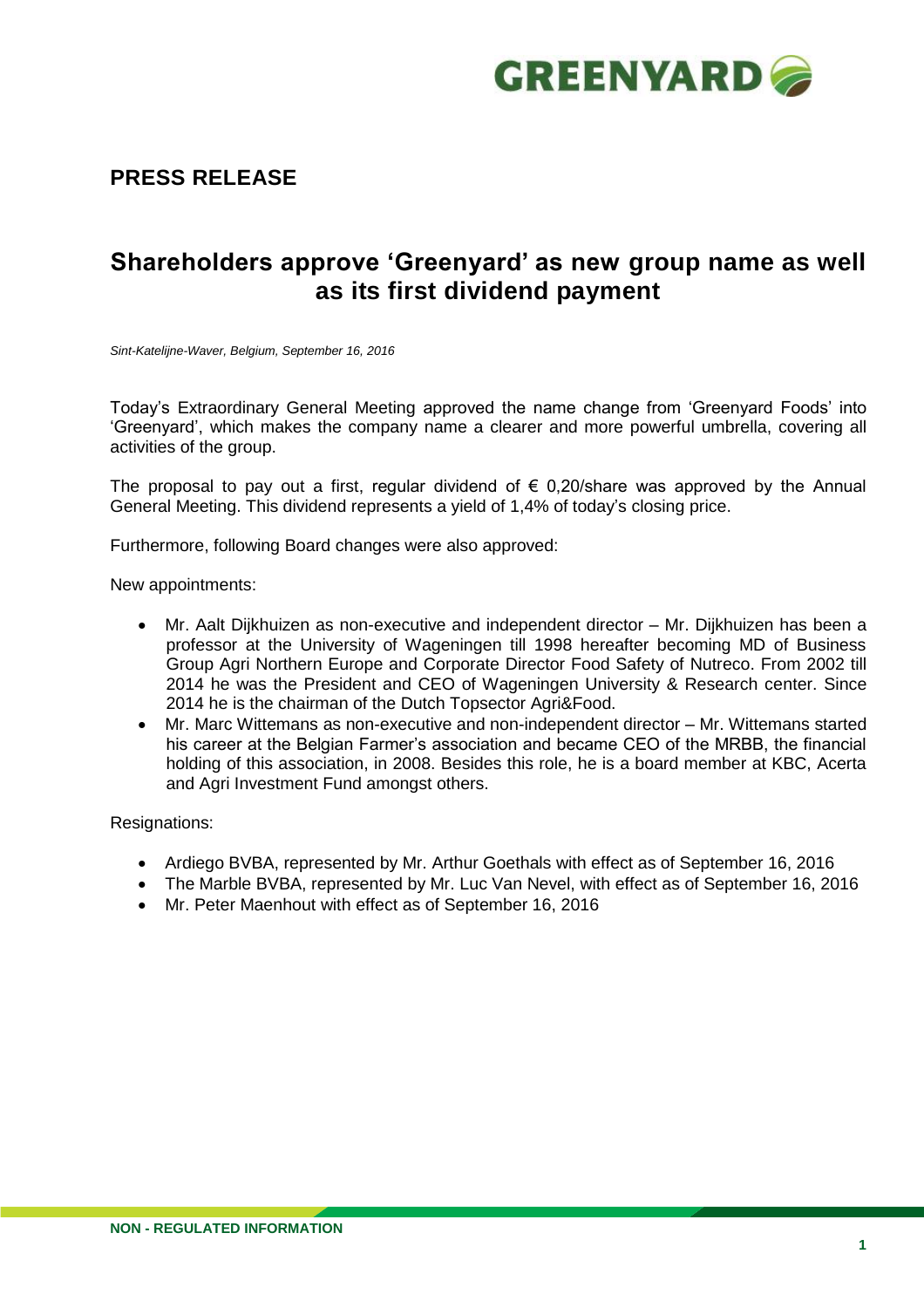**PRESS RELEASE**

# Shareholders approve ‘Greenyard’ as new group name as well as its first dividend payment

*Sint-Katelijne-Waver, Belgium, September 16, 2016*

Today’s Extraordinary General Meeting approved the name change from ‘Greenyard Foods’ into ‘Greenyard’, which makes the company name a clearer and more powerful umbrella, covering all activities of the group.

The proposal to pay out a first, regular dividend of € 0,20/share was approved by the Annual General Meeting. This dividend represents a yield of 1,4% of today’s closing price.

Furthermore, following Board changes were also approved:

New appointments:

- Mr. Aalt Dijkhuizen as non-executive and independent director – Mr. Dijkhuizen has been a professor at the University of Wageningen till 1998 hereafter becoming MD of Business Group Agri Northern Europe and Corporate Director Food Safety of Nutreco. From 2002 till 2014 he was the President and CEO of Wageningen University & Research center. Since 2014 he is the chairman of the Dutch Topsector Agri&Food.
- Mr. Marc Wittemans as non-executive and non-independent director – Mr. Wittemans started his career at the Belgian Farmer’s association and became CEO of the MRBB, the financial holding of this association, in 2008. Besides this role, he is a board member at KBC, Acerta and Agri Investment Fund amongst others.

Resignations:

- Ardiego BVBA, represented by Mr. Arthur Goethals with effect as of September 16, 2016
- The Marble BVBA, represented by Mr. Luc Van Nevel, with effect as of September 16, 2016
- Mr. Peter Maenhout with effect as of September 16, 2016

NON - REGULATED INFORMATION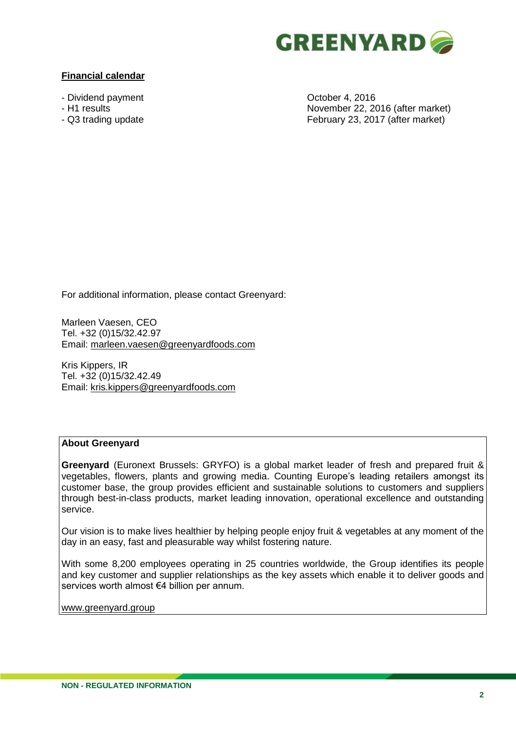**Financial calendar**

| | |
|---|---|
| - Dividend payment | October 4, 2016 |
| - H1 results | November 22, 2016 (after market) |
| - Q3 trading update | February 23, 2017 (after market) |

For additional information, please contact Greenyard:

Marleen Vaesen, CEO
Tel. +32 (0)15/32.42.97
Email: marleen.vaesen@greenyardfoods.com

Kris Kippers, IR
Tel. +32 (0)15/32.42.49
Email: kris.kippers@greenyardfoods.com

**About Greenyard**

**Greenyard** (Euronext Brussels: GRYFO) is a global market leader of fresh and prepared fruit & vegetables, flowers, plants and growing media. Counting Europe's leading retailers amongst its customer base, the group provides efficient and sustainable solutions to customers and suppliers through best-in-class products, market leading innovation, operational excellence and outstanding service.

Our vision is to make lives healthier by helping people enjoy fruit & vegetables at any moment of the day in an easy, fast and pleasurable way whilst fostering nature.

With some 8,200 employees operating in 25 countries worldwide, the Group identifies its people and key customer and supplier relationships as the key assets which enable it to deliver goods and services worth almost €4 billion per annum.

www.greenyard.group

NON - REGULATED INFORMATION